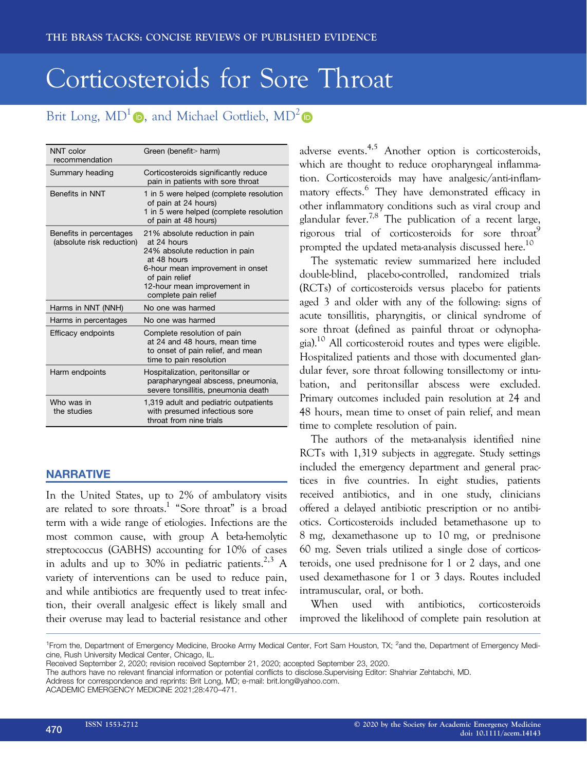THE BRASS TACKS: CONCISE REVIEWS OF PUBLISHED EVIDENCE

# Corticosteroids for Sore Throat

Brit Long, MD[1], and Michael Gottlieb, MD[2]

| | |
|---|---|
| NNT color recommendation | Green (benefit> harm) |
| Summary heading | Corticosteroids significantly reduce pain in patients with sore throat |
| Benefits in NNT | 1 in 5 were helped (complete resolution of pain at 24 hours)<br>1 in 5 were helped (complete resolution of pain at 48 hours) |
| Benefits in percentages (absolute risk reduction) | 21% absolute reduction in pain at 24 hours<br>24% absolute reduction in pain at 48 hours<br>6-hour mean improvement in onset of pain relief<br>12-hour mean improvement in complete pain relief |
| Harms in NNT (NNH) | No one was harmed |
| Harms in percentages | No one was harmed |
| Efficacy endpoints | Complete resolution of pain at 24 and 48 hours, mean time to onset of pain relief, and mean time to pain resolution |
| Harm endpoints | Hospitalization, peritonsillar or parapharyngeal abscess, pneumonia, severe tonsillitis, pneumonia death |
| Who was in the studies | 1,319 adult and pediatric outpatients with presumed infectious sore throat from nine trials |

## NARRATIVE

In the United States, up to 2% of ambulatory visits are related to sore throats.[1] "Sore throat" is a broad term with a wide range of etiologies. Infections are the most common cause, with group A beta-hemolytic streptococcus (GABHS) accounting for 10% of cases in adults and up to 30% in pediatric patients.[2,3] A variety of interventions can be used to reduce pain, and while antibiotics are frequently used to treat infection, their overall analgesic effect is likely small and their overuse may lead to bacterial resistance and other adverse events.[4,5] Another option is corticosteroids, which are thought to reduce oropharyngeal inflammation. Corticosteroids may have analgesic/anti-inflammatory effects.[6] They have demonstrated efficacy in other inflammatory conditions such as viral croup and glandular fever.[7,8] The publication of a recent large, rigorous trial of corticosteroids for sore throat[9] prompted the updated meta-analysis discussed here.[10]

The systematic review summarized here included double-blind, placebo-controlled, randomized trials (RCTs) of corticosteroids versus placebo for patients aged 3 and older with any of the following: signs of acute tonsillitis, pharyngitis, or clinical syndrome of sore throat (defined as painful throat or odynophagia).[10] All corticosteroid routes and types were eligible. Hospitalized patients and those with documented glandular fever, sore throat following tonsillectomy or intubation, and peritonsillar abscess were excluded. Primary outcomes included pain resolution at 24 and 48 hours, mean time to onset of pain relief, and mean time to complete resolution of pain.

The authors of the meta-analysis identified nine RCTs with 1,319 subjects in aggregate. Study settings included the emergency department and general practices in five countries. In eight studies, patients received antibiotics, and in one study, clinicians offered a delayed antibiotic prescription or no antibiotics. Corticosteroids included betamethasone up to 8 mg, dexamethasone up to 10 mg, or prednisone 60 mg. Seven trials utilized a single dose of corticosteroids, one used prednisone for 1 or 2 days, and one used dexamethasone for 1 or 3 days. Routes included intramuscular, oral, or both.

When used with antibiotics, corticosteroids improved the likelihood of complete pain resolution at

[1]From the, Department of Emergency Medicine, Brooke Army Medical Center, Fort Sam Houston, TX; [2]and the, Department of Emergency Medicine, Rush University Medical Center, Chicago, IL.
Received September 2, 2020; revision received September 21, 2020; accepted September 23, 2020.
The authors have no relevant financial information or potential conflicts to disclose.Supervising Editor: Shahriar Zehtabchi, MD.
Address for correspondence and reprints: Brit Long, MD; e-mail: brit.long@yahoo.com.
ACADEMIC EMERGENCY MEDICINE 2021;28:470–471.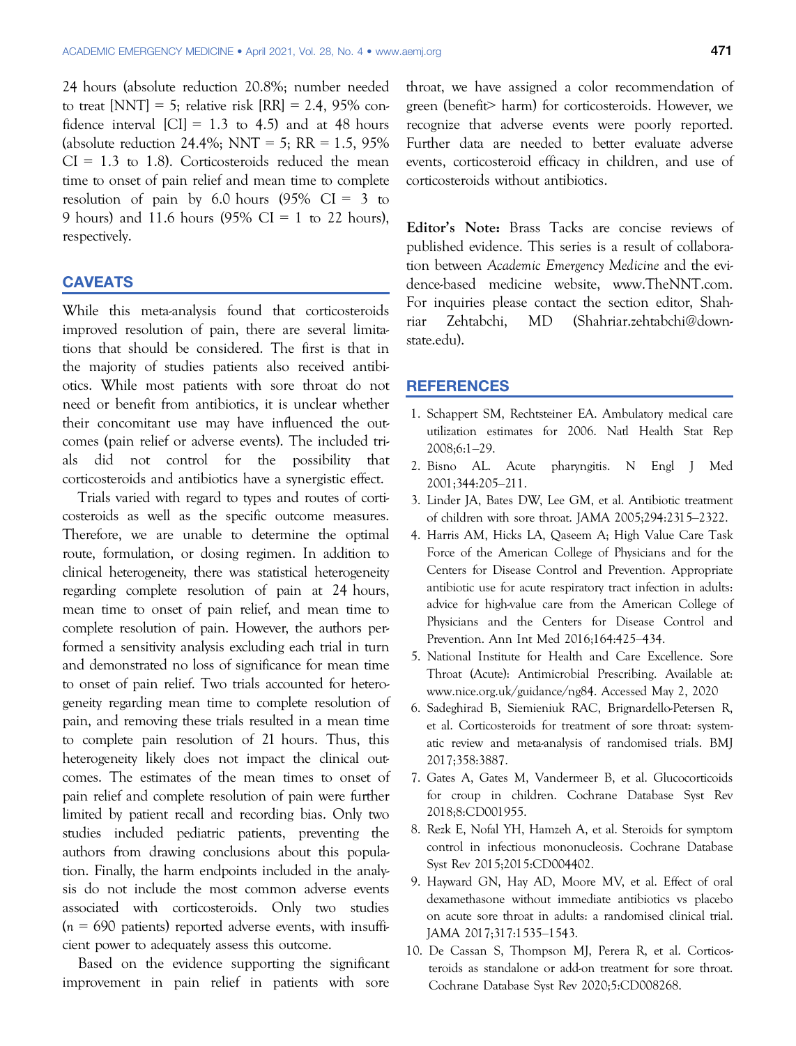24 hours (absolute reduction 20.8%; number needed to treat [NNT] = 5; relative risk [RR] = 2.4, 95% confidence interval [CI] = 1.3 to 4.5) and at 48 hours (absolute reduction 24.4%; NNT = 5; RR = 1.5, 95% CI = 1.3 to 1.8). Corticosteroids reduced the mean time to onset of pain relief and mean time to complete resolution of pain by 6.0 hours (95% CI = 3 to 9 hours) and 11.6 hours (95% CI = 1 to 22 hours), respectively.

## CAVEATS

While this meta-analysis found that corticosteroids improved resolution of pain, there are several limitations that should be considered. The first is that in the majority of studies patients also received antibiotics. While most patients with sore throat do not need or benefit from antibiotics, it is unclear whether their concomitant use may have influenced the outcomes (pain relief or adverse events). The included trials did not control for the possibility that corticosteroids and antibiotics have a synergistic effect.

Trials varied with regard to types and routes of corticosteroids as well as the specific outcome measures. Therefore, we are unable to determine the optimal route, formulation, or dosing regimen. In addition to clinical heterogeneity, there was statistical heterogeneity regarding complete resolution of pain at 24 hours, mean time to onset of pain relief, and mean time to complete resolution of pain. However, the authors performed a sensitivity analysis excluding each trial in turn and demonstrated no loss of significance for mean time to onset of pain relief. Two trials accounted for heterogeneity regarding mean time to complete resolution of pain, and removing these trials resulted in a mean time to complete pain resolution of 21 hours. Thus, this heterogeneity likely does not impact the clinical outcomes. The estimates of the mean times to onset of pain relief and complete resolution of pain were further limited by patient recall and recording bias. Only two studies included pediatric patients, preventing the authors from drawing conclusions about this population. Finally, the harm endpoints included in the analysis do not include the most common adverse events associated with corticosteroids. Only two studies ($n$ = 690 patients) reported adverse events, with insufficient power to adequately assess this outcome.

Based on the evidence supporting the significant improvement in pain relief in patients with sore throat, we have assigned a color recommendation of green (benefit> harm) for corticosteroids. However, we recognize that adverse events were poorly reported. Further data are needed to better evaluate adverse events, corticosteroid efficacy in children, and use of corticosteroids without antibiotics.

**Editor's Note:** Brass Tacks are concise reviews of published evidence. This series is a result of collaboration between *Academic Emergency Medicine* and the evidence-based medicine website, www.TheNNT.com. For inquiries please contact the section editor, Shahriar Zehtabchi, MD (Shahriar.zehtabchi@downstate.edu).

## REFERENCES

1. Schappert SM, Rechtsteiner EA. Ambulatory medical care utilization estimates for 2006. Natl Health Stat Rep 2008;6:1–29.
2. Bisno AL. Acute pharyngitis. N Engl J Med 2001;344:205–211.
3. Linder JA, Bates DW, Lee GM, et al. Antibiotic treatment of children with sore throat. JAMA 2005;294:2315–2322.
4. Harris AM, Hicks LA, Qaseem A; High Value Care Task Force of the American College of Physicians and for the Centers for Disease Control and Prevention. Appropriate antibiotic use for acute respiratory tract infection in adults: advice for high-value care from the American College of Physicians and the Centers for Disease Control and Prevention. Ann Int Med 2016;164:425–434.
5. National Institute for Health and Care Excellence. Sore Throat (Acute): Antimicrobial Prescribing. Available at: www.nice.org.uk/guidance/ng84. Accessed May 2, 2020
6. Sadeghirad B, Siemieniuk RAC, Brignardello-Petersen R, et al. Corticosteroids for treatment of sore throat: systematic review and meta-analysis of randomised trials. BMJ 2017;358:3887.
7. Gates A, Gates M, Vandermeer B, et al. Glucocorticoids for croup in children. Cochrane Database Syst Rev 2018;8:CD001955.
8. Rezk E, Nofal YH, Hamzeh A, et al. Steroids for symptom control in infectious mononucleosis. Cochrane Database Syst Rev 2015;2015:CD004402.
9. Hayward GN, Hay AD, Moore MV, et al. Effect of oral dexamethasone without immediate antibiotics vs placebo on acute sore throat in adults: a randomised clinical trial. JAMA 2017;317:1535–1543.
10. De Cassan S, Thompson MJ, Perera R, et al. Corticosteroids as standalone or add-on treatment for sore throat. Cochrane Database Syst Rev 2020;5:CD008268.